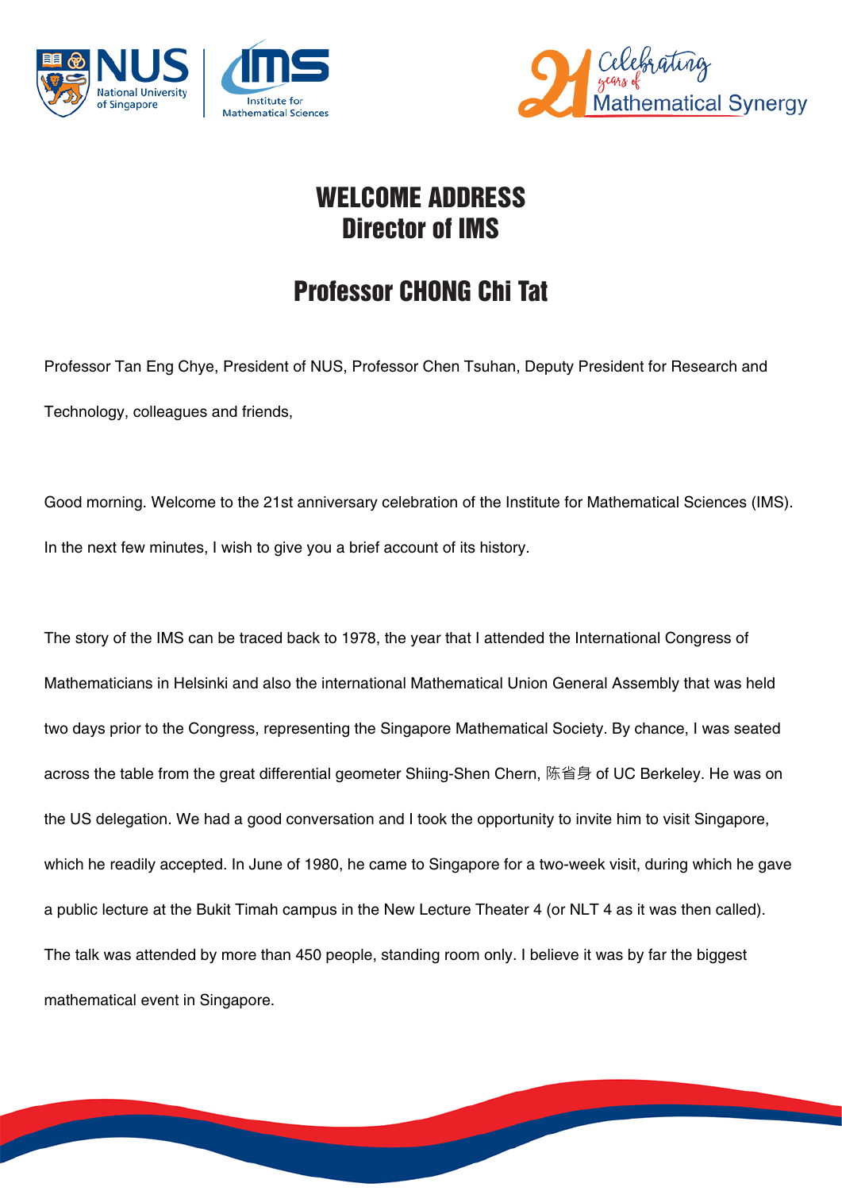# WELCOME ADDRESS
# Director of IMS

## Professor CHONG Chi Tat

Professor Tan Eng Chye, President of NUS, Professor Chen Tsuhan, Deputy President for Research and Technology, colleagues and friends,

Good morning. Welcome to the 21st anniversary celebration of the Institute for Mathematical Sciences (IMS). In the next few minutes, I wish to give you a brief account of its history.

The story of the IMS can be traced back to 1978, the year that I attended the International Congress of Mathematicians in Helsinki and also the international Mathematical Union General Assembly that was held two days prior to the Congress, representing the Singapore Mathematical Society. By chance, I was seated across the table from the great differential geometer Shiing-Shen Chern, 陈省身 of UC Berkeley. He was on the US delegation. We had a good conversation and I took the opportunity to invite him to visit Singapore, which he readily accepted. In June of 1980, he came to Singapore for a two-week visit, during which he gave a public lecture at the Bukit Timah campus in the New Lecture Theater 4 (or NLT 4 as it was then called). The talk was attended by more than 450 people, standing room only. I believe it was by far the biggest mathematical event in Singapore.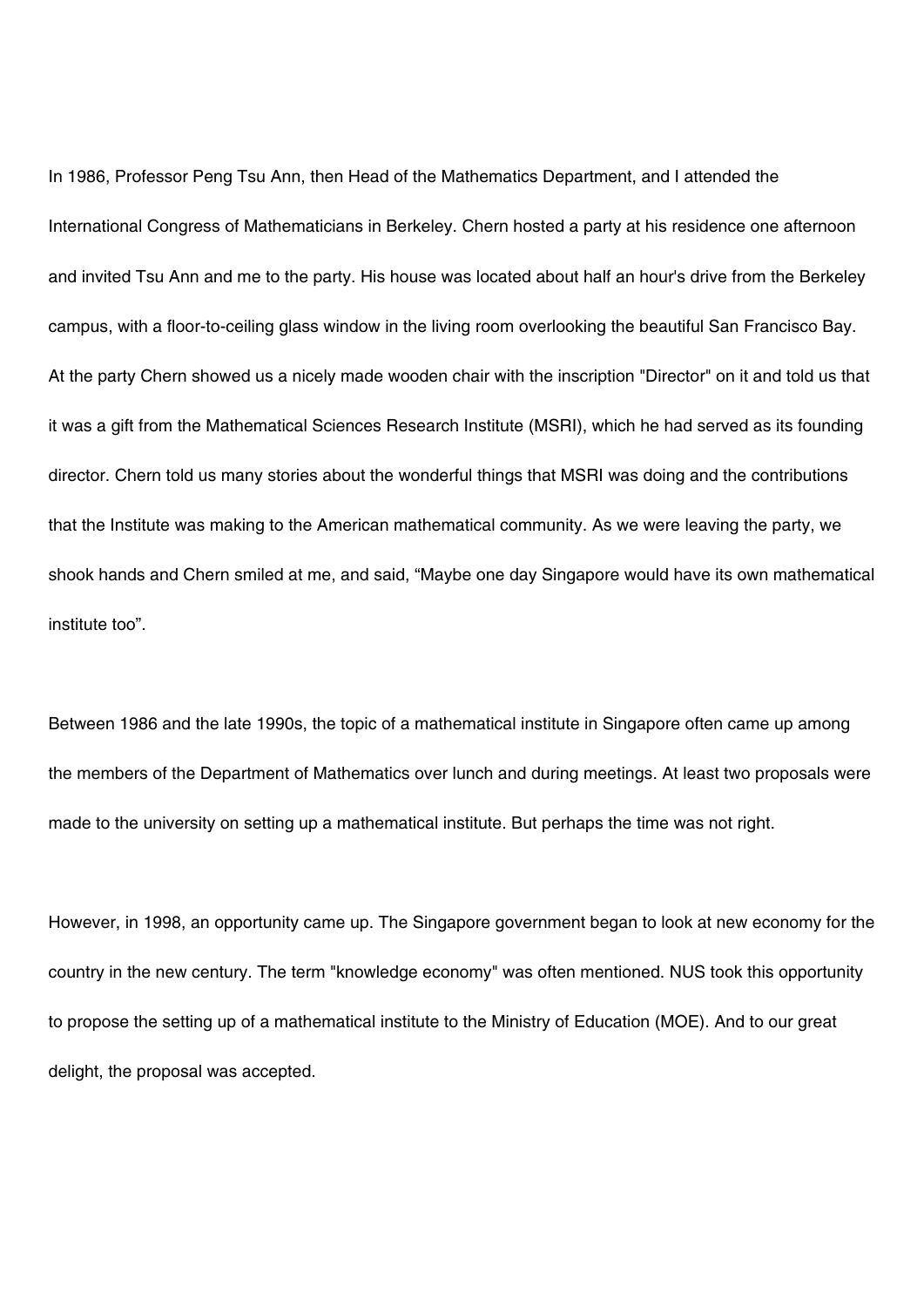In 1986, Professor Peng Tsu Ann, then Head of the Mathematics Department, and I attended the International Congress of Mathematicians in Berkeley. Chern hosted a party at his residence one afternoon and invited Tsu Ann and me to the party. His house was located about half an hour's drive from the Berkeley campus, with a floor-to-ceiling glass window in the living room overlooking the beautiful San Francisco Bay. At the party Chern showed us a nicely made wooden chair with the inscription "Director" on it and told us that it was a gift from the Mathematical Sciences Research Institute (MSRI), which he had served as its founding director. Chern told us many stories about the wonderful things that MSRI was doing and the contributions that the Institute was making to the American mathematical community. As we were leaving the party, we shook hands and Chern smiled at me, and said, “Maybe one day Singapore would have its own mathematical institute too”.

Between 1986 and the late 1990s, the topic of a mathematical institute in Singapore often came up among the members of the Department of Mathematics over lunch and during meetings. At least two proposals were made to the university on setting up a mathematical institute. But perhaps the time was not right.

However, in 1998, an opportunity came up. The Singapore government began to look at new economy for the country in the new century. The term "knowledge economy" was often mentioned. NUS took this opportunity to propose the setting up of a mathematical institute to the Ministry of Education (MOE). And to our great delight, the proposal was accepted.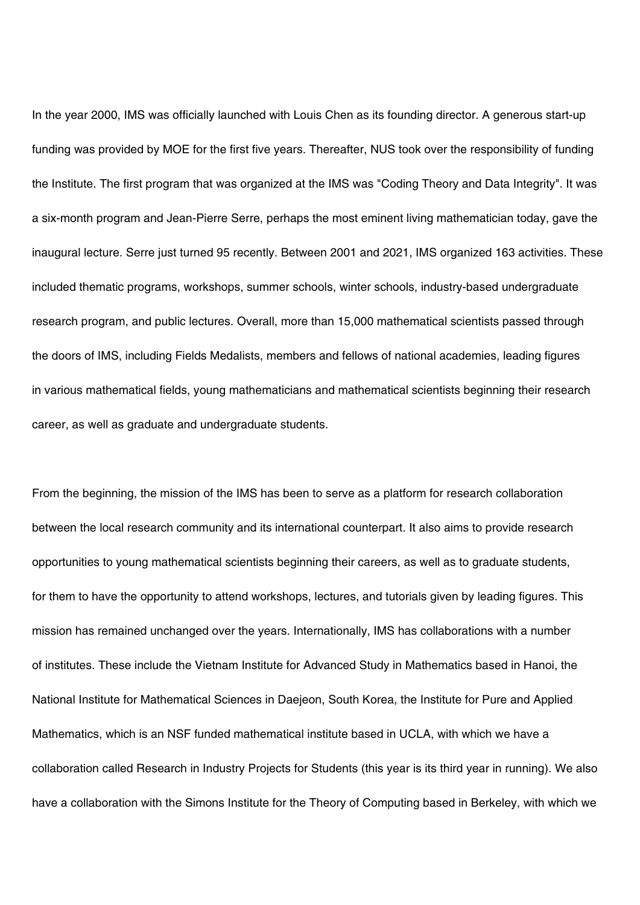In the year 2000, IMS was officially launched with Louis Chen as its founding director. A generous start-up funding was provided by MOE for the first five years. Thereafter, NUS took over the responsibility of funding the Institute. The first program that was organized at the IMS was "Coding Theory and Data Integrity". It was a six-month program and Jean-Pierre Serre, perhaps the most eminent living mathematician today, gave the inaugural lecture. Serre just turned 95 recently. Between 2001 and 2021, IMS organized 163 activities. These included thematic programs, workshops, summer schools, winter schools, industry-based undergraduate research program, and public lectures. Overall, more than 15,000 mathematical scientists passed through the doors of IMS, including Fields Medalists, members and fellows of national academies, leading figures in various mathematical fields, young mathematicians and mathematical scientists beginning their research career, as well as graduate and undergraduate students.

From the beginning, the mission of the IMS has been to serve as a platform for research collaboration between the local research community and its international counterpart. It also aims to provide research opportunities to young mathematical scientists beginning their careers, as well as to graduate students, for them to have the opportunity to attend workshops, lectures, and tutorials given by leading figures. This mission has remained unchanged over the years. Internationally, IMS has collaborations with a number of institutes. These include the Vietnam Institute for Advanced Study in Mathematics based in Hanoi, the National Institute for Mathematical Sciences in Daejeon, South Korea, the Institute for Pure and Applied Mathematics, which is an NSF funded mathematical institute based in UCLA, with which we have a collaboration called Research in Industry Projects for Students (this year is its third year in running). We also have a collaboration with the Simons Institute for the Theory of Computing based in Berkeley, with which we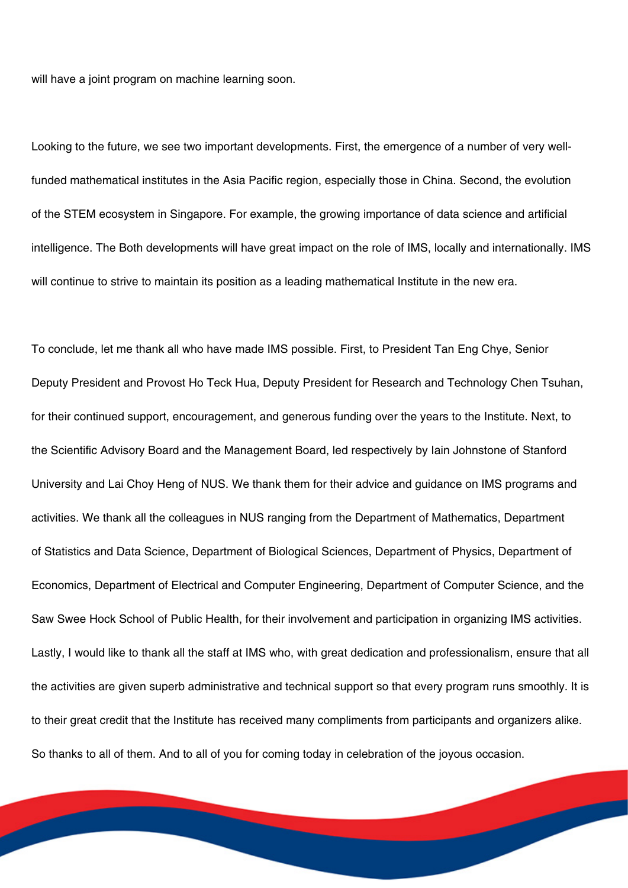will have a joint program on machine learning soon.

Looking to the future, we see two important developments. First, the emergence of a number of very well-funded mathematical institutes in the Asia Pacific region, especially those in China. Second, the evolution of the STEM ecosystem in Singapore. For example, the growing importance of data science and artificial intelligence. The Both developments will have great impact on the role of IMS, locally and internationally. IMS will continue to strive to maintain its position as a leading mathematical Institute in the new era.

To conclude, let me thank all who have made IMS possible. First, to President Tan Eng Chye, Senior Deputy President and Provost Ho Teck Hua, Deputy President for Research and Technology Chen Tsuhan, for their continued support, encouragement, and generous funding over the years to the Institute. Next, to the Scientific Advisory Board and the Management Board, led respectively by Iain Johnstone of Stanford University and Lai Choy Heng of NUS. We thank them for their advice and guidance on IMS programs and activities. We thank all the colleagues in NUS ranging from the Department of Mathematics, Department of Statistics and Data Science, Department of Biological Sciences, Department of Physics, Department of Economics, Department of Electrical and Computer Engineering, Department of Computer Science, and the Saw Swee Hock School of Public Health, for their involvement and participation in organizing IMS activities. Lastly, I would like to thank all the staff at IMS who, with great dedication and professionalism, ensure that all the activities are given superb administrative and technical support so that every program runs smoothly. It is to their great credit that the Institute has received many compliments from participants and organizers alike. So thanks to all of them. And to all of you for coming today in celebration of the joyous occasion.